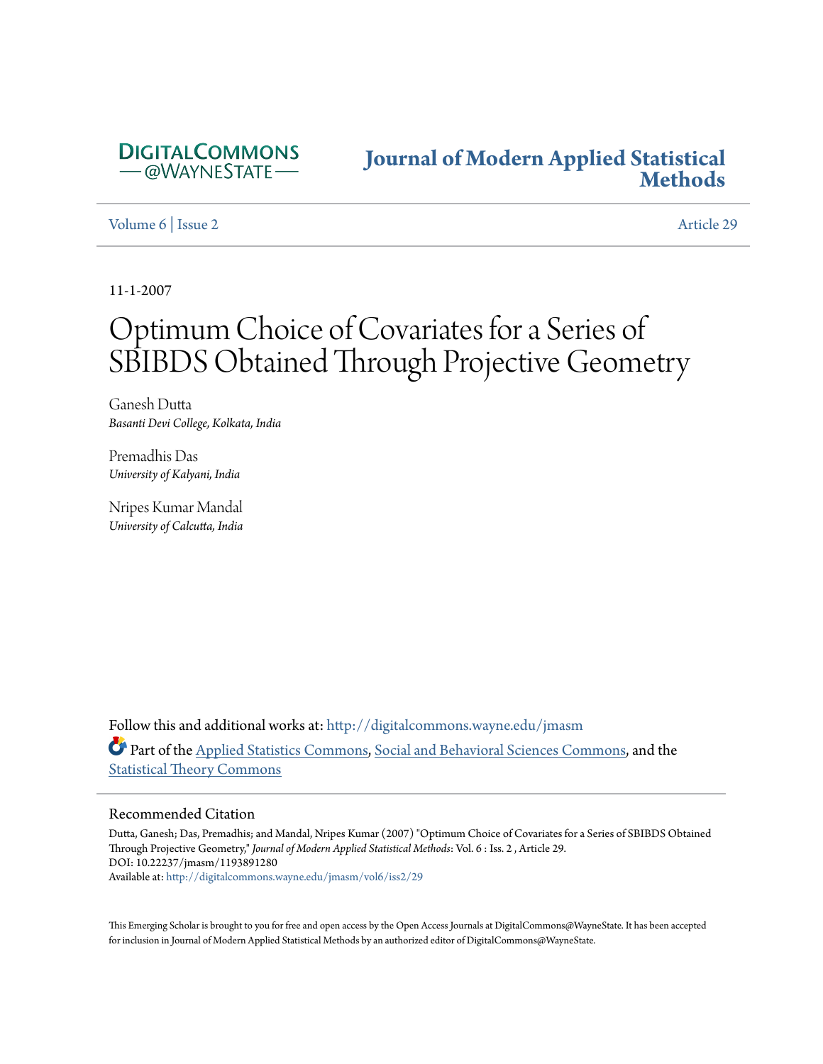DIGITALCOMMONS
— @WAYNESTATE —

# Journal of Modern Applied Statistical Methods

Volume 6 | Issue 2 Article 29

11-1-2007

# Optimum Choice of Covariates for a Series of SBIBDS Obtained Through Projective Geometry

Ganesh Dutta
*Basanti Devi College, Kolkata, India*

Premadhis Das
*University of Kalyani, India*

Nripes Kumar Mandal
*University of Calcutta, India*

Follow this and additional works at: http://digitalcommons.wayne.edu/jmasm

Part of the Applied Statistics Commons, Social and Behavioral Sciences Commons, and the Statistical Theory Commons

## Recommended Citation

Dutta, Ganesh; Das, Premadhis; and Mandal, Nripes Kumar (2007) "Optimum Choice of Covariates for a Series of SBIBDS Obtained Through Projective Geometry," *Journal of Modern Applied Statistical Methods*: Vol. 6 : Iss. 2 , Article 29.
DOI: 10.22237/jmasm/1193891280
Available at: http://digitalcommons.wayne.edu/jmasm/vol6/iss2/29

This Emerging Scholar is brought to you for free and open access by the Open Access Journals at DigitalCommons@WayneState. It has been accepted for inclusion in Journal of Modern Applied Statistical Methods by an authorized editor of DigitalCommons@WayneState.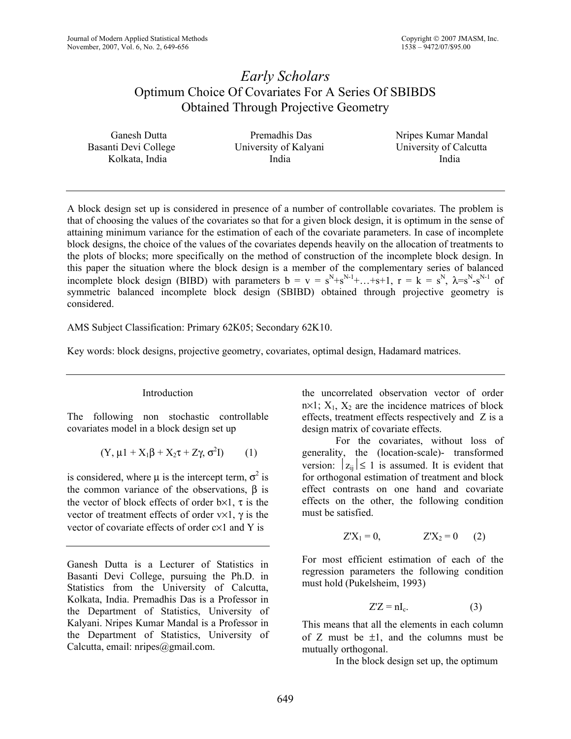# *Early Scholars*

# Optimum Choice Of Covariates For A Series Of SBIBDS Obtained Through Projective Geometry

Ganesh Dutta
Basanti Devi College
Kolkata, India

Premadhis Das
University of Kalyani
India

Nripes Kumar Mandal
University of Calcutta
India

---

A block design set up is considered in presence of a number of controllable covariates. The problem is that of choosing the values of the covariates so that for a given block design, it is optimum in the sense of attaining minimum variance for the estimation of each of the covariate parameters. In case of incomplete block designs, the choice of the values of the covariates depends heavily on the allocation of treatments to the plots of blocks; more specifically on the method of construction of the incomplete block design. In this paper the situation where the block design is a member of the complementary series of balanced incomplete block design (BIBD) with parameters $b = v = s^N+s^{N-1}+\ldots+s+1$, $r = k = s^N$, $\lambda=s^N-s^{N-1}$ of symmetric balanced incomplete block design (SBIBD) obtained through projective geometry is considered.

AMS Subject Classification: Primary 62K05; Secondary 62K10.

Key words: block designs, projective geometry, covariates, optimal design, Hadamard matrices.

---

## Introduction

The following non stochastic controllable covariates model in a block design set up

$$(Y, \mu 1 + X_1\beta + X_2\tau + Z\gamma, \sigma^2 I) \qquad (1)$$

is considered, where $\mu$ is the intercept term, $\sigma^2$ is the common variance of the observations, $\beta$ is the vector of block effects of order $b\times 1$, $\tau$ is the vector of treatment effects of order $v\times 1$, $\gamma$ is the vector of covariate effects of order $c\times 1$ and Y is the uncorrelated observation vector of order $n\times 1$; $X_1$, $X_2$ are the incidence matrices of block effects, treatment effects respectively and Z is a design matrix of covariate effects.

For the covariates, without loss of generality, the (location-scale)- transformed version: $|z_{ij}| \leq 1$ is assumed. It is evident that for orthogonal estimation of treatment and block effect contrasts on one hand and covariate effects on the other, the following condition must be satisfied.

$$Z'X_1 = 0, \qquad Z'X_2 = 0 \qquad (2)$$

For most efficient estimation of each of the regression parameters the following condition must hold (Pukelsheim, 1993)

$$Z'Z = nI_c. \qquad (3)$$

This means that all the elements in each column of Z must be $\pm 1$, and the columns must be mutually orthogonal.

In the block design set up, the optimum

---

Ganesh Dutta is a Lecturer of Statistics in Basanti Devi College, pursuing the Ph.D. in Statistics from the University of Calcutta, Kolkata, India. Premadhis Das is a Professor in the Department of Statistics, University of Kalyani. Nripes Kumar Mandal is a Professor in the Department of Statistics, University of Calcutta, email: nripes@gmail.com.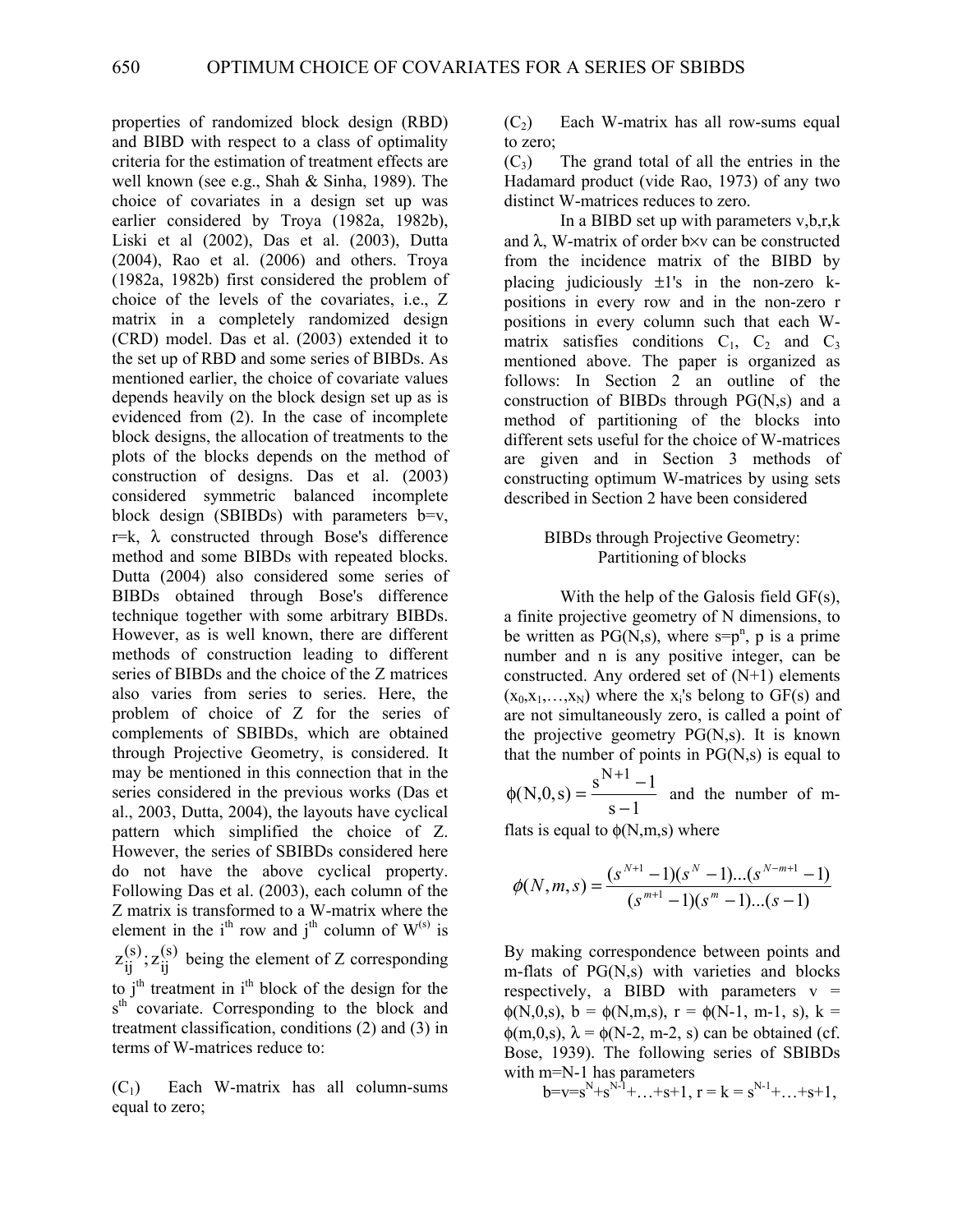properties of randomized block design (RBD) and BIBD with respect to a class of optimality criteria for the estimation of treatment effects are well known (see e.g., Shah & Sinha, 1989). The choice of covariates in a design set up was earlier considered by Troya (1982a, 1982b), Liski et al (2002), Das et al. (2003), Dutta (2004), Rao et al. (2006) and others. Troya (1982a, 1982b) first considered the problem of choice of the levels of the covariates, i.e., Z matrix in a completely randomized design (CRD) model. Das et al. (2003) extended it to the set up of RBD and some series of BIBDs. As mentioned earlier, the choice of covariate values depends heavily on the block design set up as is evidenced from (2). In the case of incomplete block designs, the allocation of treatments to the plots of the blocks depends on the method of construction of designs. Das et al. (2003) considered symmetric balanced incomplete block design (SBIBDs) with parameters b=v, r=k, λ constructed through Bose's difference method and some BIBDs with repeated blocks. Dutta (2004) also considered some series of BIBDs obtained through Bose's difference technique together with some arbitrary BIBDs. However, as is well known, there are different methods of construction leading to different series of BIBDs and the choice of the Z matrices also varies from series to series. Here, the problem of choice of Z for the series of complements of SBIBDs, which are obtained through Projective Geometry, is considered. It may be mentioned in this connection that in the series considered in the previous works (Das et al., 2003, Dutta, 2004), the layouts have cyclical pattern which simplified the choice of Z. However, the series of SBIBDs considered here do not have the above cyclical property. Following Das et al. (2003), each column of the Z matrix is transformed to a W-matrix where the element in the $i^{th}$ row and $j^{th}$ column of $W^{(s)}$ is $z_{ij}^{(s)}$; $z_{ij}^{(s)}$ being the element of Z corresponding to $j^{th}$ treatment in $i^{th}$ block of the design for the $s^{th}$ covariate. Corresponding to the block and treatment classification, conditions (2) and (3) in terms of W-matrices reduce to:

($C_1$) Each W-matrix has all column-sums equal to zero;

($C_2$) Each W-matrix has all row-sums equal to zero;

($C_3$) The grand total of all the entries in the Hadamard product (vide Rao, 1973) of any two distinct W-matrices reduces to zero.

In a BIBD set up with parameters v,b,r,k and λ, W-matrix of order b×v can be constructed from the incidence matrix of the BIBD by placing judiciously ±1's in the non-zero k-positions in every row and in the non-zero r positions in every column such that each W-matrix satisfies conditions $C_1$, $C_2$ and $C_3$ mentioned above. The paper is organized as follows: In Section 2 an outline of the construction of BIBDs through PG(N,s) and a method of partitioning of the blocks into different sets useful for the choice of W-matrices are given and in Section 3 methods of constructing optimum W-matrices by using sets described in Section 2 have been considered

## BIBDs through Projective Geometry: Partitioning of blocks

With the help of the Galosis field GF(s), a finite projective geometry of N dimensions, to be written as PG(N,s), where $s=p^n$, p is a prime number and n is any positive integer, can be constructed. Any ordered set of (N+1) elements $(x_0,x_1,\ldots,x_N)$ where the $x_i$'s belong to GF(s) and are not simultaneously zero, is called a point of the projective geometry PG(N,s). It is known that the number of points in PG(N,s) is equal to $\phi(N,0,s) = \dfrac{s^{N+1}-1}{s-1}$ and the number of m-flats is equal to $\phi(N,m,s)$ where

$$\phi(N,m,s) = \frac{(s^{N+1}-1)(s^{N}-1)\ldots(s^{N-m+1}-1)}{(s^{m+1}-1)(s^{m}-1)\ldots(s-1)}$$

By making correspondence between points and m-flats of PG(N,s) with varieties and blocks respectively, a BIBD with parameters v = $\phi(N,0,s)$, b = $\phi(N,m,s)$, r = $\phi(N-1, m-1, s)$, k = $\phi(m,0,s)$, λ = $\phi(N-2, m-2, s)$ can be obtained (cf. Bose, 1939). The following series of SBIBDs with m=N-1 has parameters

$b=v=s^N+s^{N-1}+\ldots+s+1$, $r = k = s^{N-1}+\ldots+s+1$,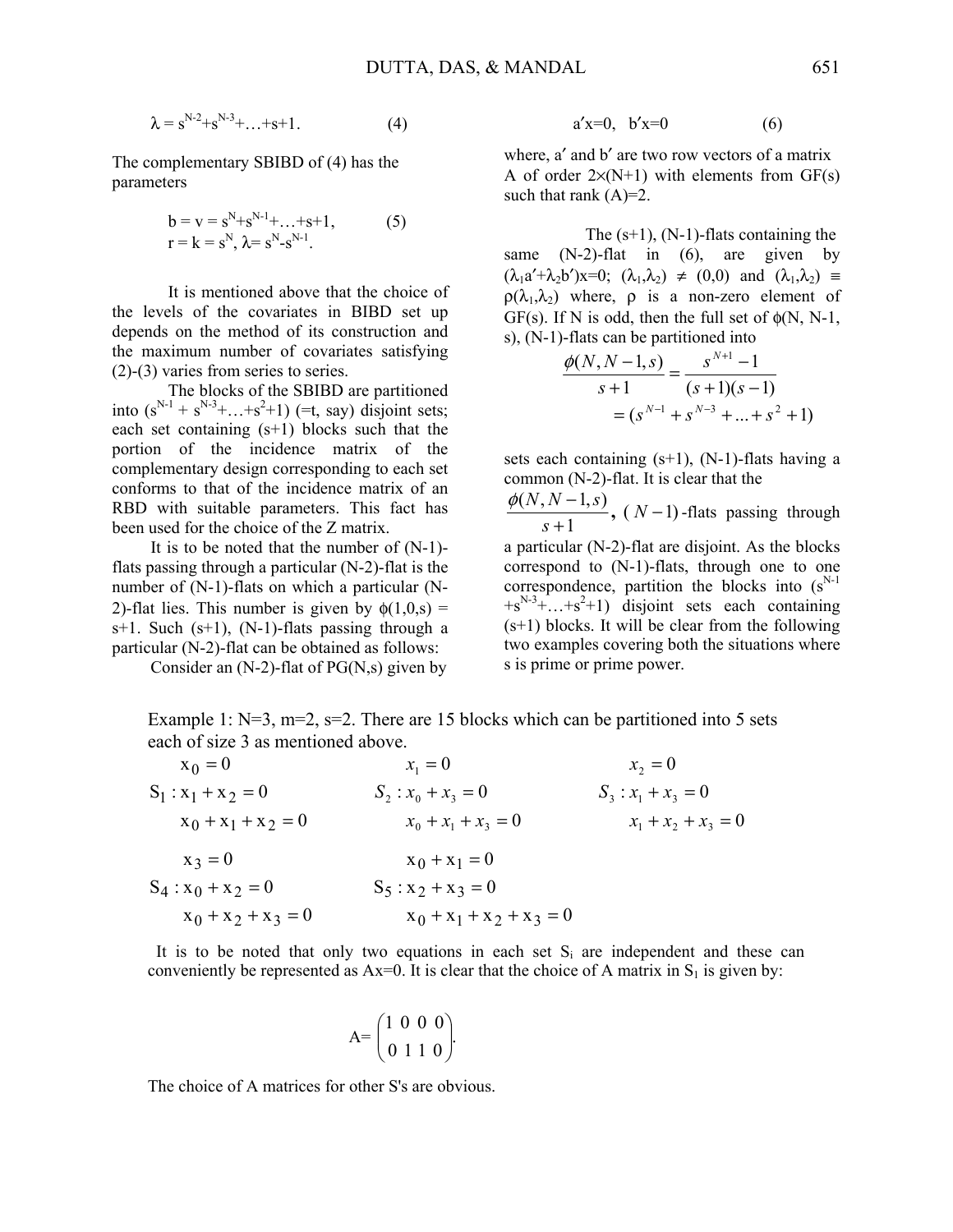$$\lambda = s^{N-2}+s^{N-3}+\ldots+s+1. \qquad (4)$$

The complementary SBIBD of (4) has the parameters

$$b = v = s^N+s^{N-1}+\ldots+s+1, \qquad (5)$$
$$r = k = s^N,\ \lambda = s^N - s^{N-1}.$$

It is mentioned above that the choice of the levels of the covariates in BIBD set up depends on the method of its construction and the maximum number of covariates satisfying (2)-(3) varies from series to series.

The blocks of the SBIBD are partitioned into ($s^{N-1} + s^{N-3}+\ldots+s^2+1$) (=t, say) disjoint sets; each set containing (s+1) blocks such that the portion of the incidence matrix of the complementary design corresponding to each set conforms to that of the incidence matrix of an RBD with suitable parameters. This fact has been used for the choice of the Z matrix.

It is to be noted that the number of (N-1)-flats passing through a particular (N-2)-flat is the number of (N-1)-flats on which a particular (N-2)-flat lies. This number is given by $\phi(1,0,s)$ = s+1. Such (s+1), (N-1)-flats passing through a particular (N-2)-flat can be obtained as follows:

Consider an (N-2)-flat of PG(N,s) given by

$$a'x=0, \quad b'x=0 \qquad (6)$$

where, $a'$ and $b'$ are two row vectors of a matrix A of order $2\times(N+1)$ with elements from GF(s) such that rank (A)=2.

The (s+1), (N-1)-flats containing the same (N-2)-flat in (6), are given by $(\lambda_1 a'+\lambda_2 b')x=0$; $(\lambda_1,\lambda_2) \neq (0,0)$ and $(\lambda_1,\lambda_2) \equiv \rho(\lambda_1,\lambda_2)$ where, $\rho$ is a non-zero element of GF(s). If N is odd, then the full set of $\phi$(N, N-1, s), (N-1)-flats can be partitioned into

$$\frac{\phi(N,N-1,s)}{s+1} = \frac{s^{N+1}-1}{(s+1)(s-1)} = (s^{N-1}+s^{N-3}+\ldots+s^2+1)$$

sets each containing (s+1), (N-1)-flats having a common (N-2)-flat. It is clear that the $\frac{\phi(N,N-1,s)}{s+1}$, $(N-1)$-flats passing through a particular (N-2)-flat are disjoint. As the blocks correspond to (N-1)-flats, through one to one correspondence, partition the blocks into ($s^{N-1}+s^{N-3}+\ldots+s^2+1$) disjoint sets each containing (s+1) blocks. It will be clear from the following two examples covering both the situations where s is prime or prime power.

Example 1: N=3, m=2, s=2. There are 15 blocks which can be partitioned into 5 sets each of size 3 as mentioned above.

$$S_1: \begin{cases} x_0 = 0 \\ x_1 + x_2 = 0 \\ x_0 + x_1 + x_2 = 0 \end{cases} \qquad S_2: \begin{cases} x_1 = 0 \\ x_0 + x_3 = 0 \\ x_0 + x_1 + x_3 = 0 \end{cases} \qquad S_3: \begin{cases} x_2 = 0 \\ x_1 + x_3 = 0 \\ x_1 + x_2 + x_3 = 0 \end{cases}$$

$$S_4: \begin{cases} x_3 = 0 \\ x_0 + x_2 = 0 \\ x_0 + x_2 + x_3 = 0 \end{cases} \qquad S_5: \begin{cases} x_0 + x_1 = 0 \\ x_2 + x_3 = 0 \\ x_0 + x_1 + x_2 + x_3 = 0 \end{cases}$$

It is to be noted that only two equations in each set $S_i$ are independent and these can conveniently be represented as Ax=0. It is clear that the choice of A matrix in $S_1$ is given by:

$$A = \begin{pmatrix} 1 & 0 & 0 & 0 \\ 0 & 1 & 1 & 0 \end{pmatrix}.$$

The choice of A matrices for other S's are obvious.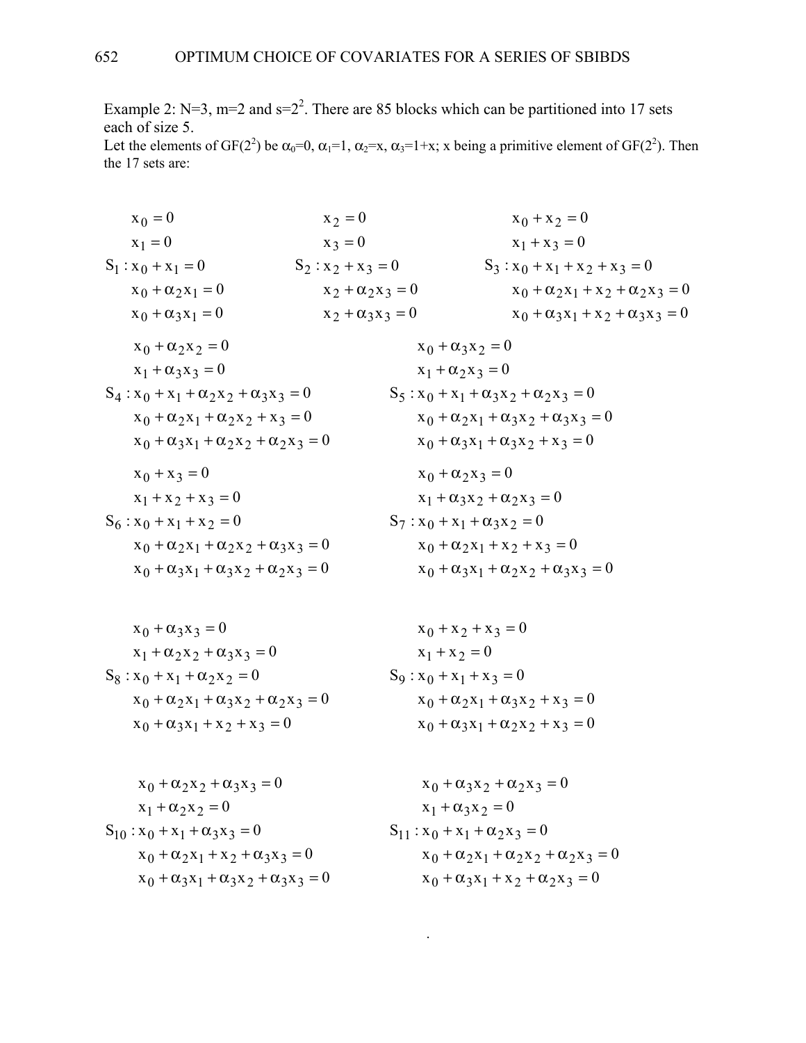Example 2: N=3, m=2 and $s=2^2$. There are 85 blocks which can be partitioned into 17 sets each of size 5.

Let the elements of $GF(2^2)$ be $\alpha_0=0$, $\alpha_1=1$, $\alpha_2=x$, $\alpha_3=1+x$; x being a primitive element of $GF(2^2)$. Then the 17 sets are:

$$
S_1: \begin{array}{l} x_0 = 0 \\ x_1 = 0 \\ x_0 + x_1 = 0 \\ x_0 + \alpha_2 x_1 = 0 \\ x_0 + \alpha_3 x_1 = 0 \end{array}
\qquad
S_2: \begin{array}{l} x_2 = 0 \\ x_3 = 0 \\ x_2 + x_3 = 0 \\ x_2 + \alpha_2 x_3 = 0 \\ x_2 + \alpha_3 x_3 = 0 \end{array}
\qquad
S_3: \begin{array}{l} x_0 + x_2 = 0 \\ x_1 + x_3 = 0 \\ x_0 + x_1 + x_2 + x_3 = 0 \\ x_0 + \alpha_2 x_1 + x_2 + \alpha_2 x_3 = 0 \\ x_0 + \alpha_3 x_1 + x_2 + \alpha_3 x_3 = 0 \end{array}
$$

$$
S_4: \begin{array}{l} x_0 + \alpha_2 x_2 = 0 \\ x_1 + \alpha_3 x_3 = 0 \\ x_0 + x_1 + \alpha_2 x_2 + \alpha_3 x_3 = 0 \\ x_0 + \alpha_2 x_1 + \alpha_2 x_2 + x_3 = 0 \\ x_0 + \alpha_3 x_1 + \alpha_2 x_2 + \alpha_2 x_3 = 0 \end{array}
\qquad
S_5: \begin{array}{l} x_0 + \alpha_3 x_2 = 0 \\ x_1 + \alpha_2 x_3 = 0 \\ x_0 + x_1 + \alpha_3 x_2 + \alpha_2 x_3 = 0 \\ x_0 + \alpha_2 x_1 + \alpha_3 x_2 + \alpha_3 x_3 = 0 \\ x_0 + \alpha_3 x_1 + \alpha_3 x_2 + x_3 = 0 \end{array}
$$

$$
S_6: \begin{array}{l} x_0 + x_3 = 0 \\ x_1 + x_2 + x_3 = 0 \\ x_0 + x_1 + x_2 = 0 \\ x_0 + \alpha_2 x_1 + \alpha_2 x_2 + \alpha_3 x_3 = 0 \\ x_0 + \alpha_3 x_1 + \alpha_3 x_2 + \alpha_2 x_3 = 0 \end{array}
\qquad
S_7: \begin{array}{l} x_0 + \alpha_2 x_3 = 0 \\ x_1 + \alpha_3 x_2 + \alpha_2 x_3 = 0 \\ x_0 + x_1 + \alpha_3 x_2 = 0 \\ x_0 + \alpha_2 x_1 + x_2 + x_3 = 0 \\ x_0 + \alpha_3 x_1 + \alpha_2 x_2 + \alpha_3 x_3 = 0 \end{array}
$$

$$
S_8: \begin{array}{l} x_0 + \alpha_3 x_3 = 0 \\ x_1 + \alpha_2 x_2 + \alpha_3 x_3 = 0 \\ x_0 + x_1 + \alpha_2 x_2 = 0 \\ x_0 + \alpha_2 x_1 + \alpha_3 x_2 + \alpha_2 x_3 = 0 \\ x_0 + \alpha_3 x_1 + x_2 + x_3 = 0 \end{array}
\qquad
S_9: \begin{array}{l} x_0 + x_2 + x_3 = 0 \\ x_1 + x_2 = 0 \\ x_0 + x_1 + x_3 = 0 \\ x_0 + \alpha_2 x_1 + \alpha_3 x_2 + x_3 = 0 \\ x_0 + \alpha_3 x_1 + \alpha_2 x_2 + x_3 = 0 \end{array}
$$

$$
S_{10}: \begin{array}{l} x_0 + \alpha_2 x_2 + \alpha_3 x_3 = 0 \\ x_1 + \alpha_2 x_2 = 0 \\ x_0 + x_1 + \alpha_3 x_3 = 0 \\ x_0 + \alpha_2 x_1 + x_2 + \alpha_3 x_3 = 0 \\ x_0 + \alpha_3 x_1 + \alpha_3 x_2 + \alpha_3 x_3 = 0 \end{array}
\qquad
S_{11}: \begin{array}{l} x_0 + \alpha_3 x_2 + \alpha_2 x_3 = 0 \\ x_1 + \alpha_3 x_2 = 0 \\ x_0 + x_1 + \alpha_2 x_3 = 0 \\ x_0 + \alpha_2 x_1 + \alpha_2 x_2 + \alpha_2 x_3 = 0 \\ x_0 + \alpha_3 x_1 + x_2 + \alpha_2 x_3 = 0 \end{array}
$$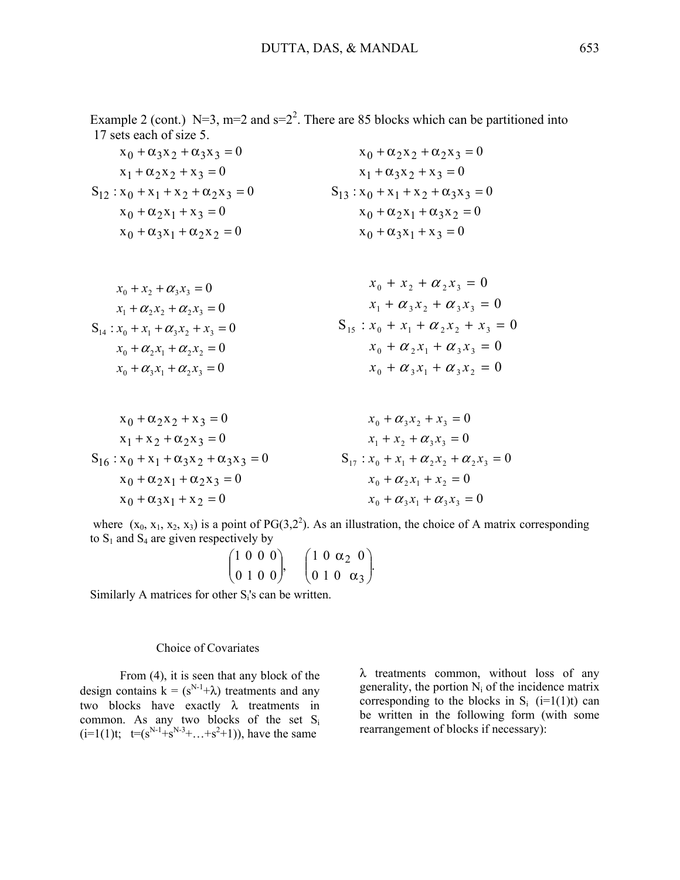Example 2 (cont.) N=3, m=2 and $s=2^2$. There are 85 blocks which can be partitioned into 17 sets each of size 5.

$$
S_{12}: \begin{array}{l}
x_0 + \alpha_3 x_2 + \alpha_3 x_3 = 0 \\
x_1 + \alpha_2 x_2 + x_3 = 0 \\
x_0 + x_1 + x_2 + \alpha_2 x_3 = 0 \\
x_0 + \alpha_2 x_1 + x_3 = 0 \\
x_0 + \alpha_3 x_1 + \alpha_2 x_2 = 0
\end{array}
\qquad
S_{13}: \begin{array}{l}
x_0 + \alpha_2 x_2 + \alpha_2 x_3 = 0 \\
x_1 + \alpha_3 x_2 + x_3 = 0 \\
x_0 + x_1 + x_2 + \alpha_3 x_3 = 0 \\
x_0 + \alpha_2 x_1 + \alpha_3 x_2 = 0 \\
x_0 + \alpha_3 x_1 + x_3 = 0
\end{array}
$$

$$
S_{14}: \begin{array}{l}
x_0 + x_2 + \alpha_3 x_3 = 0 \\
x_1 + \alpha_2 x_2 + \alpha_2 x_3 = 0 \\
x_0 + x_1 + \alpha_3 x_2 + x_3 = 0 \\
x_0 + \alpha_2 x_1 + \alpha_2 x_2 = 0 \\
x_0 + \alpha_3 x_1 + \alpha_2 x_3 = 0
\end{array}
\qquad
S_{15}: \begin{array}{l}
x_0 + x_2 + \alpha_2 x_3 = 0 \\
x_1 + \alpha_3 x_2 + \alpha_3 x_3 = 0 \\
x_0 + x_1 + \alpha_2 x_2 + x_3 = 0 \\
x_0 + \alpha_2 x_1 + \alpha_3 x_3 = 0 \\
x_0 + \alpha_3 x_1 + \alpha_3 x_2 = 0
\end{array}
$$

$$
S_{16}: \begin{array}{l}
x_0 + \alpha_2 x_2 + x_3 = 0 \\
x_1 + x_2 + \alpha_2 x_3 = 0 \\
x_0 + x_1 + \alpha_3 x_2 + \alpha_3 x_3 = 0 \\
x_0 + \alpha_2 x_1 + \alpha_2 x_3 = 0 \\
x_0 + \alpha_3 x_1 + x_2 = 0
\end{array}
\qquad
S_{17}: \begin{array}{l}
x_0 + \alpha_3 x_2 + x_3 = 0 \\
x_1 + x_2 + \alpha_3 x_3 = 0 \\
x_0 + x_1 + \alpha_2 x_2 + \alpha_2 x_3 = 0 \\
x_0 + \alpha_2 x_1 + x_2 = 0 \\
x_0 + \alpha_3 x_1 + \alpha_3 x_3 = 0
\end{array}
$$

where $(x_0, x_1, x_2, x_3)$ is a point of $PG(3,2^2)$. As an illustration, the choice of A matrix corresponding to $S_1$ and $S_4$ are given respectively by

$$
\begin{pmatrix} 1 & 0 & 0 & 0 \\ 0 & 1 & 0 & 0 \end{pmatrix}, \quad \begin{pmatrix} 1 & 0 & \alpha_2 & 0 \\ 0 & 1 & 0 & \alpha_3 \end{pmatrix}.
$$

Similarly A matrices for other $S_i$'s can be written.

## Choice of Covariates

From (4), it is seen that any block of the design contains $k = (s^{N-1}+\lambda)$ treatments and any two blocks have exactly $\lambda$ treatments in common. As any two blocks of the set $S_i$ ($i=1(1)t$; $t=(s^{N-1}+s^{N-3}+\ldots+s^2+1)$), have the same $\lambda$ treatments common, without loss of any generality, the portion $N_i$ of the incidence matrix corresponding to the blocks in $S_i$ ($i=1(1)t$) can be written in the following form (with some rearrangement of blocks if necessary):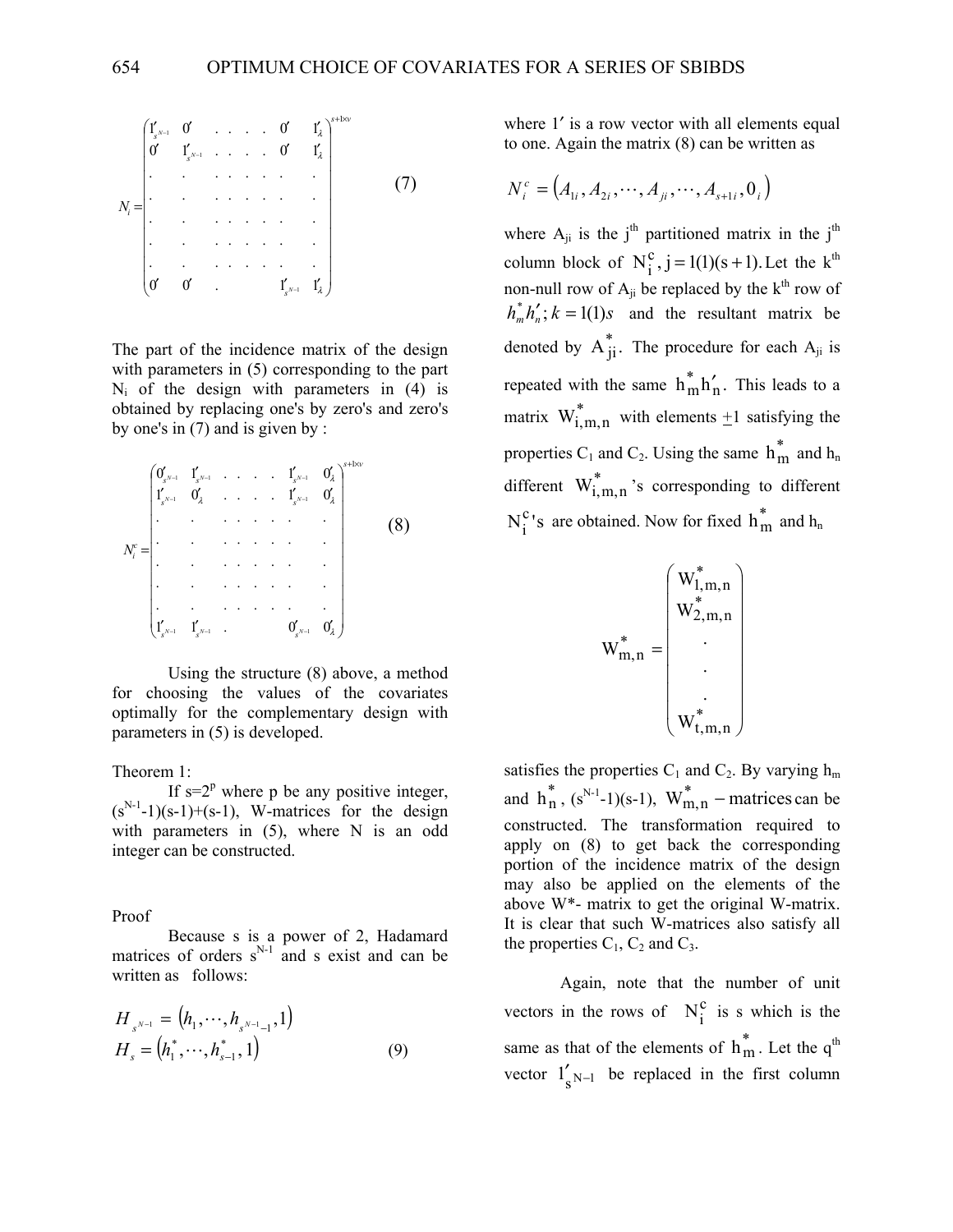$$
N_i = \begin{pmatrix}
1'_{s^{N-1}} & 0' & . & . & . & . & 0' & 1'_\lambda \\
0' & 1'_{s^{N-1}} & . & . & . & . & 0' & 1'_\lambda \\
. & . & . & . & . & . & . & . \\
. & . & . & . & . & . & . & . \\
. & . & . & . & . & . & . & . \\
. & . & . & . & . & . & . & . \\
. & . & . & . & . & . & . & . \\
0' & 0' & . & & & & 1'_{s^{N-1}} & 1'_\lambda
\end{pmatrix}^{s+1 \times v} \tag{7}
$$

The part of the incidence matrix of the design with parameters in (5) corresponding to the part $N_i$ of the design with parameters in (4) is obtained by replacing one's by zero's and zero's by one's in (7) and is given by :

$$
N_i^c = \begin{pmatrix}
0'_{s^{N-1}} & 1'_{s^{N-1}} & . & . & . & . & 1'_{s^{N-1}} & 0'_\lambda \\
1'_{s^{N-1}} & 0'_\lambda & . & . & . & . & 1'_{s^{N-1}} & 0'_\lambda \\
. & . & . & . & . & . & . & . \\
. & . & . & . & . & . & . & . \\
. & . & . & . & . & . & . & . \\
. & . & . & . & . & . & . & . \\
. & . & . & . & . & . & . & . \\
1'_{s^{N-1}} & 1'_{s^{N-1}} & . & & & & 0'_{s^{N-1}} & 0'_\lambda
\end{pmatrix}^{s+1 \times v} \tag{8}
$$

Using the structure (8) above, a method for choosing the values of the covariates optimally for the complementary design with parameters in (5) is developed.

Theorem 1:

If $s=2^p$ where p be any positive integer, $(s^{N-1}-1)(s-1)+(s-1)$, W-matrices for the design with parameters in (5), where N is an odd integer can be constructed.

Proof

Because s is a power of 2, Hadamard matrices of orders $s^{N-1}$ and s exist and can be written as follows:

$$
\begin{aligned}
H_{s^{N-1}} &= \left(h_1, \cdots, h_{s^{N-1}-1}, 1\right) \\
H_s &= \left(h_1^*, \cdots, h_{s-1}^*, 1\right)
\end{aligned} \tag{9}
$$

where $1'$ is a row vector with all elements equal to one. Again the matrix (8) can be written as

$$
N_i^c = \left(A_{1i}, A_{2i}, \cdots, A_{ji}, \cdots, A_{s+1\,i}, 0_i\right)
$$

where $A_{ji}$ is the $j^{th}$ partitioned matrix in the $j^{th}$ column block of $N_i^c, j = 1(1)(s+1)$. Let the $k^{th}$ non-null row of $A_{ji}$ be replaced by the $k^{th}$ row of $h_m^* h_n'; k = 1(1)s$ and the resultant matrix be denoted by $A_{ji}^*$. The procedure for each $A_{ji}$ is repeated with the same $h_m^* h_n'$. This leads to a matrix $W_{i,m,n}^*$ with elements $\pm 1$ satisfying the properties $C_1$ and $C_2$. Using the same $h_m^*$ and $h_n$ different $W_{i,m,n}^*$'s corresponding to different $N_i^c$'s are obtained. Now for fixed $h_m^*$ and $h_n$

$$
W_{m,n}^* = \begin{pmatrix}
W_{1,m,n}^* \\
W_{2,m,n}^* \\
. \\
. \\
. \\
W_{t,m,n}^*
\end{pmatrix}
$$

satisfies the properties $C_1$ and $C_2$. By varying $h_m$ and $h_n^*$, $(s^{N-1}-1)(s-1)$, $W_{m,n}^* -$ matrices can be constructed. The transformation required to apply on (8) to get back the corresponding portion of the incidence matrix of the design may also be applied on the elements of the above W*- matrix to get the original W-matrix. It is clear that such W-matrices also satisfy all the properties $C_1$, $C_2$ and $C_3$.

Again, note that the number of unit vectors in the rows of $N_i^c$ is s which is the same as that of the elements of $h_m^*$. Let the $q^{th}$ vector $1'_{s^{N-1}}$ be replaced in the first column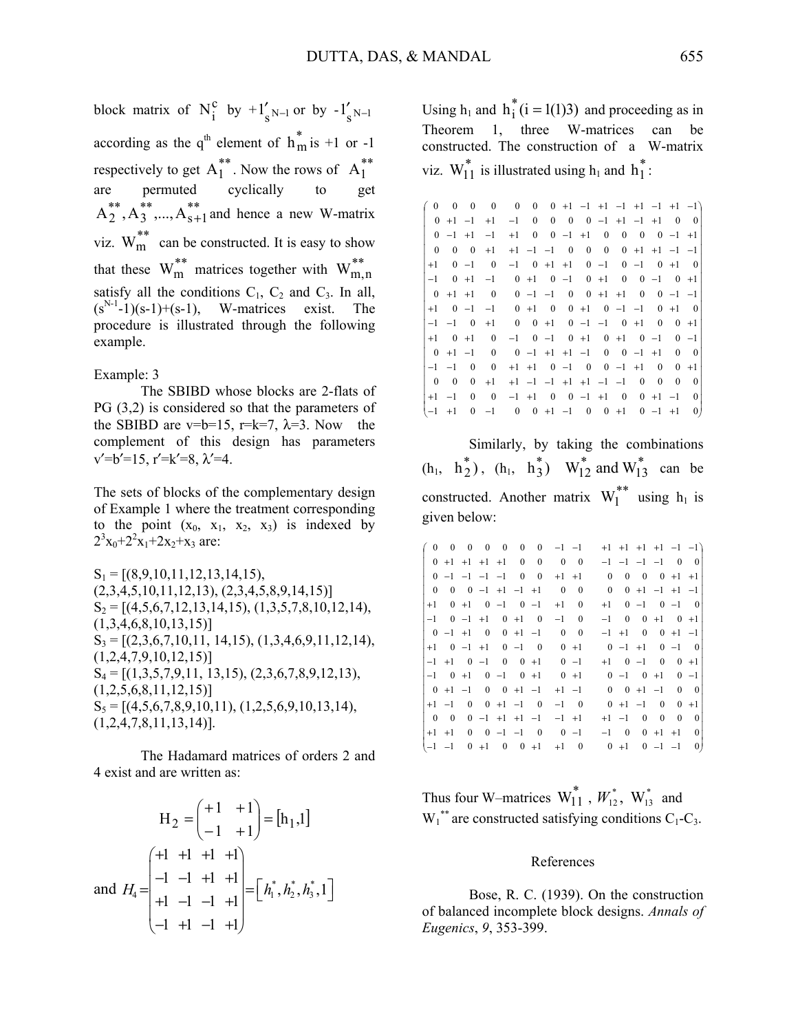block matrix of $N_i^c$ by $+1'_{s^{N-1}}$ or by $-1'_{s^{N-1}}$ according as the q[th] element of $h_m^*$ is +1 or -1 respectively to get $A_1^{**}$. Now the rows of $A_1^{**}$ are permuted cyclically to get $A_2^{**}, A_3^{**}, ..., A_{s+1}^{**}$ and hence a new W-matrix viz. $W_m^{**}$ can be constructed. It is easy to show that these $W_m^{**}$ matrices together with $W_{m,n}^{**}$ satisfy all the conditions $C_1$, $C_2$ and $C_3$. In all, $(s^{N-1}-1)(s-1)+(s-1)$, W-matrices exist. The procedure is illustrated through the following example.

Example: 3

The SBIBD whose blocks are 2-flats of PG (3,2) is considered so that the parameters of the SBIBD are v=b=15, r=k=7, λ=3. Now the complement of this design has parameters v′=b′=15, r′=k′=8, λ′=4.

The sets of blocks of the complementary design of Example 1 where the treatment corresponding to the point $(x_0, x_1, x_2, x_3)$ is indexed by $2^3x_0+2^2x_1+2x_2+x_3$ are:

$S_1$ = [(8,9,10,11,12,13,14,15), (2,3,4,5,10,11,12,13), (2,3,4,5,8,9,14,15)]
$S_2$ = [(4,5,6,7,12,13,14,15), (1,3,5,7,8,10,12,14), (1,3,4,6,8,10,13,15)]
$S_3$ = [(2,3,6,7,10,11, 14,15), (1,3,4,6,9,11,12,14), (1,2,4,7,9,10,12,15)]
$S_4$ = [(1,3,5,7,9,11, 13,15), (2,3,6,7,8,9,12,13), (1,2,5,6,8,11,12,15)]
$S_5$ = [(4,5,6,7,8,9,10,11), (1,2,5,6,9,10,13,14), (1,2,4,7,8,11,13,14)].

The Hadamard matrices of orders 2 and 4 exist and are written as:

$$H_2 = \begin{pmatrix} +1 & +1 \\ -1 & +1 \end{pmatrix} = [h_1, 1]$$

and
$$H_4 = \begin{pmatrix} +1 & +1 & +1 & +1 \\ -1 & -1 & +1 & +1 \\ +1 & -1 & -1 & +1 \\ -1 & +1 & -1 & +1 \end{pmatrix} = \left[h_1^*, h_2^*, h_3^*, 1\right]$$

Using $h_1$ and $h_i^* (i = 1(1)3)$ and proceeding as in Theorem 1, three W-matrices can be constructed. The construction of a W-matrix viz. $W_{11}^*$ is illustrated using $h_1$ and $h_1^*$:

$$\begin{pmatrix}
0 & 0 & 0 & 0 & 0 & 0 & 0 & +1 & -1 & +1 & -1 & +1 & -1 & +1 & -1 \\
0 & +1 & -1 & +1 & -1 & 0 & 0 & 0 & 0 & -1 & +1 & -1 & +1 & 0 & 0 \\
0 & -1 & +1 & -1 & +1 & 0 & 0 & -1 & +1 & 0 & 0 & 0 & 0 & -1 & +1 \\
0 & 0 & 0 & +1 & +1 & -1 & -1 & 0 & 0 & 0 & 0 & +1 & +1 & -1 & -1 \\
+1 & 0 & -1 & 0 & -1 & 0 & +1 & +1 & 0 & -1 & 0 & -1 & 0 & +1 & 0 \\
-1 & 0 & +1 & -1 & 0 & +1 & 0 & -1 & 0 & +1 & 0 & 0 & -1 & 0 & +1 \\
0 & +1 & +1 & 0 & 0 & -1 & -1 & 0 & 0 & +1 & +1 & 0 & 0 & -1 & -1 \\
+1 & 0 & -1 & -1 & 0 & +1 & 0 & 0 & +1 & 0 & -1 & -1 & 0 & +1 & 0 \\
-1 & -1 & 0 & +1 & 0 & 0 & +1 & 0 & -1 & -1 & 0 & +1 & 0 & 0 & +1 \\
+1 & 0 & +1 & 0 & -1 & 0 & -1 & 0 & +1 & 0 & +1 & 0 & -1 & 0 & -1 \\
0 & +1 & -1 & 0 & 0 & -1 & +1 & +1 & -1 & 0 & 0 & -1 & +1 & 0 & 0 \\
-1 & -1 & 0 & 0 & +1 & +1 & 0 & -1 & 0 & 0 & -1 & +1 & 0 & 0 & +1 \\
0 & 0 & 0 & +1 & +1 & -1 & -1 & +1 & +1 & -1 & -1 & 0 & 0 & 0 & 0 \\
+1 & -1 & 0 & 0 & -1 & +1 & 0 & 0 & -1 & +1 & 0 & 0 & +1 & -1 & 0 \\
-1 & +1 & 0 & -1 & 0 & 0 & +1 & -1 & 0 & 0 & +1 & 0 & -1 & +1 & 0
\end{pmatrix}$$

Similarly, by taking the combinations $(h_1, h_2^*)$, $(h_1, h_3^*)$ $W_{12}^*$ and $W_{13}^*$ can be constructed. Another matrix $W_1^{**}$ using $h_1$ is given below:

$$\begin{pmatrix}
0 & 0 & 0 & 0 & 0 & 0 & 0 & -1 & -1 & +1 & +1 & +1 & +1 & -1 & -1 \\
0 & +1 & +1 & +1 & +1 & 0 & 0 & 0 & 0 & -1 & -1 & -1 & -1 & 0 & 0 \\
0 & -1 & -1 & -1 & -1 & 0 & 0 & +1 & +1 & 0 & 0 & 0 & 0 & +1 & +1 \\
0 & 0 & 0 & -1 & +1 & -1 & +1 & 0 & 0 & 0 & 0 & +1 & -1 & +1 & -1 \\
+1 & 0 & +1 & 0 & -1 & 0 & -1 & +1 & 0 & +1 & 0 & -1 & 0 & -1 & 0 \\
-1 & 0 & -1 & +1 & 0 & +1 & 0 & -1 & 0 & -1 & 0 & 0 & +1 & 0 & +1 \\
0 & -1 & +1 & 0 & 0 & +1 & -1 & 0 & 0 & -1 & +1 & 0 & 0 & +1 & -1 \\
+1 & 0 & -1 & +1 & 0 & -1 & 0 & 0 & +1 & 0 & -1 & +1 & 0 & -1 & 0 \\
-1 & +1 & 0 & -1 & 0 & 0 & +1 & 0 & -1 & +1 & 0 & -1 & 0 & 0 & +1 \\
-1 & 0 & +1 & 0 & -1 & 0 & +1 & 0 & +1 & 0 & -1 & 0 & +1 & 0 & -1 \\
0 & +1 & -1 & 0 & 0 & +1 & -1 & +1 & -1 & 0 & 0 & +1 & -1 & 0 & 0 \\
+1 & -1 & 0 & 0 & +1 & -1 & 0 & -1 & 0 & 0 & +1 & -1 & 0 & 0 & +1 \\
0 & 0 & 0 & -1 & +1 & +1 & -1 & -1 & +1 & +1 & -1 & 0 & 0 & 0 & 0 \\
+1 & +1 & 0 & 0 & -1 & -1 & 0 & 0 & -1 & -1 & 0 & 0 & +1 & +1 & 0 \\
-1 & -1 & 0 & +1 & 0 & 0 & +1 & +1 & 0 & 0 & +1 & 0 & -1 & -1 & 0
\end{pmatrix}$$

Thus four W–matrices $W_{11}^*$, $W_{12}^*$, $W_{13}^*$ and $W_1^{**}$ are constructed satisfying conditions $C_1$-$C_3$.

## References

Bose, R. C. (1939). On the construction of balanced incomplete block designs. *Annals of Eugenics*, *9*, 353-399.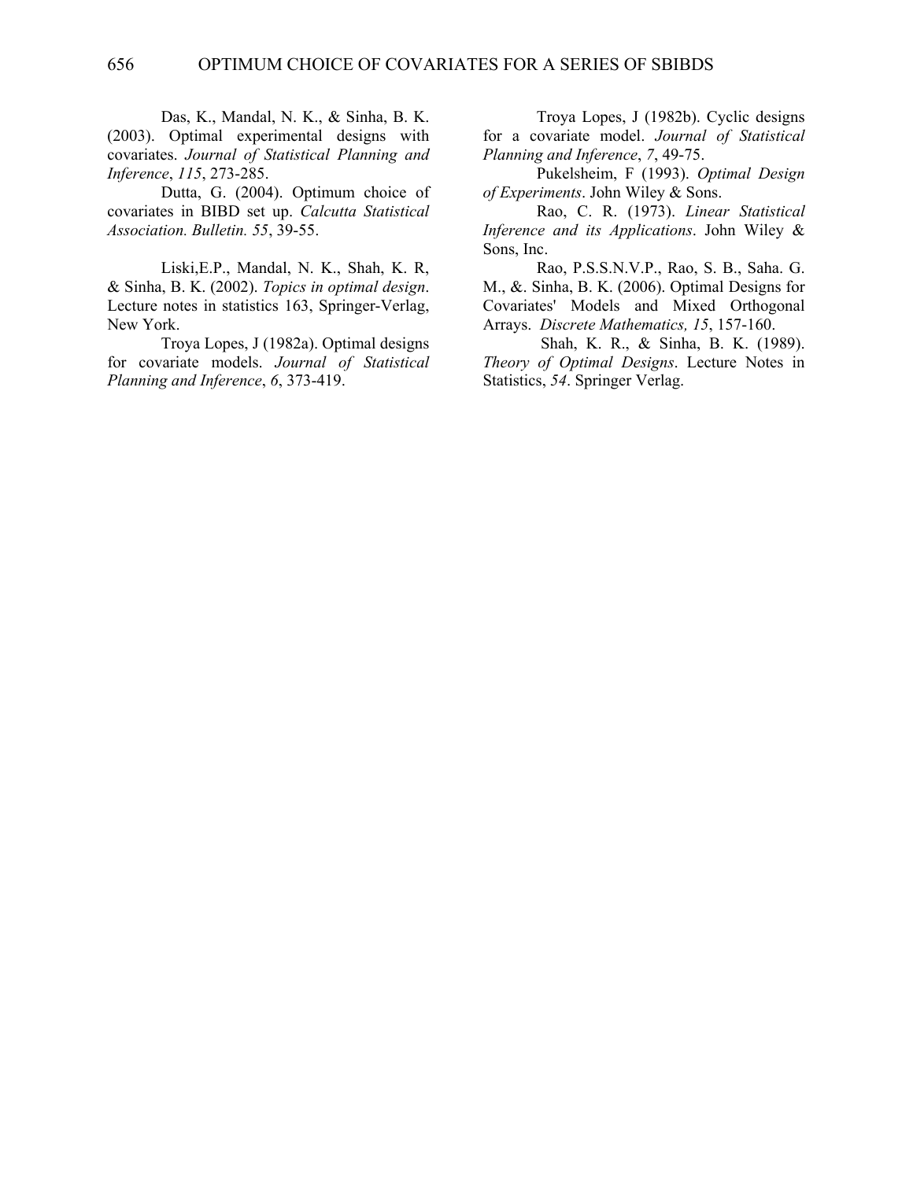Das, K., Mandal, N. K., & Sinha, B. K. (2003). Optimal experimental designs with covariates. *Journal of Statistical Planning and Inference*, *115*, 273-285.

Dutta, G. (2004). Optimum choice of covariates in BIBD set up. *Calcutta Statistical Association. Bulletin. 55*, 39-55.

Liski,E.P., Mandal, N. K., Shah, K. R, & Sinha, B. K. (2002). *Topics in optimal design*. Lecture notes in statistics 163, Springer-Verlag, New York.

Troya Lopes, J (1982a). Optimal designs for covariate models. *Journal of Statistical Planning and Inference*, *6*, 373-419.

Troya Lopes, J (1982b). Cyclic designs for a covariate model. *Journal of Statistical Planning and Inference*, *7*, 49-75.

Pukelsheim, F (1993). *Optimal Design of Experiments*. John Wiley & Sons.

Rao, C. R. (1973). *Linear Statistical Inference and its Applications*. John Wiley & Sons, Inc.

Rao, P.S.S.N.V.P., Rao, S. B., Saha. G. M., &. Sinha, B. K. (2006). Optimal Designs for Covariates' Models and Mixed Orthogonal Arrays. *Discrete Mathematics, 15*, 157-160.

Shah, K. R., & Sinha, B. K. (1989). *Theory of Optimal Designs*. Lecture Notes in Statistics, *54*. Springer Verlag.